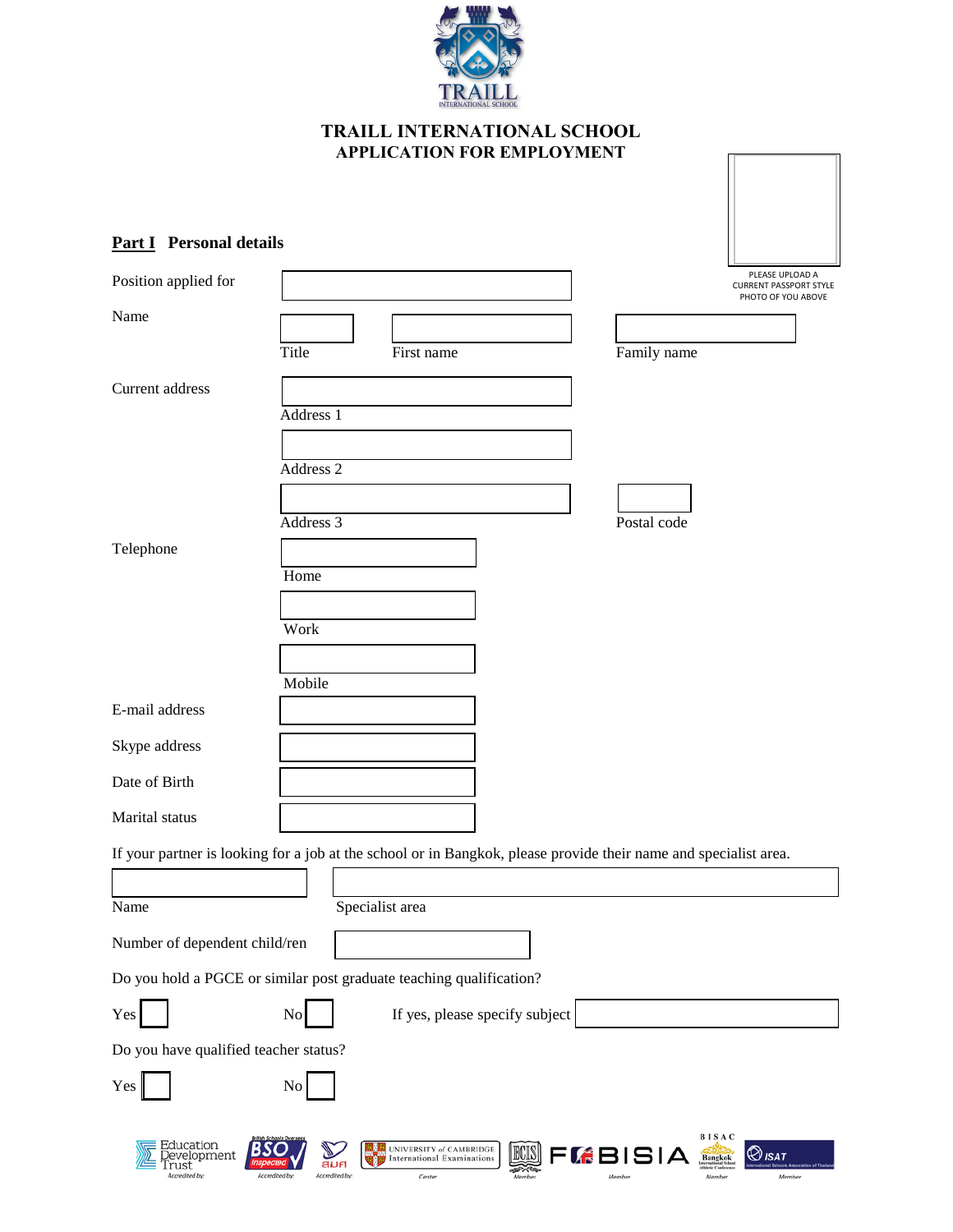# TRAILL INTERNATIONAL SCHOOL
## APPLICATION FOR EMPLOYMENT

PLEASE UPLOAD A CURRENT PASSPORT STYLE PHOTO OF YOU ABOVE

**Part I Personal details**

Position applied for

Name

Title | First name | Family name

Current address

Address 1

Address 2

Address 3 | Postal code

Telephone

Home

Work

Mobile

E-mail address

Skype address

Date of Birth

Marital status

If your partner is looking for a job at the school or in Bangkok, please provide their name and specialist area.

Name | Specialist area

Number of dependent child/ren

Do you hold a PGCE or similar post graduate teaching qualification?

Yes ☐ No ☐ If yes, please specify subject

Do you have qualified teacher status?

Yes ☐ No ☐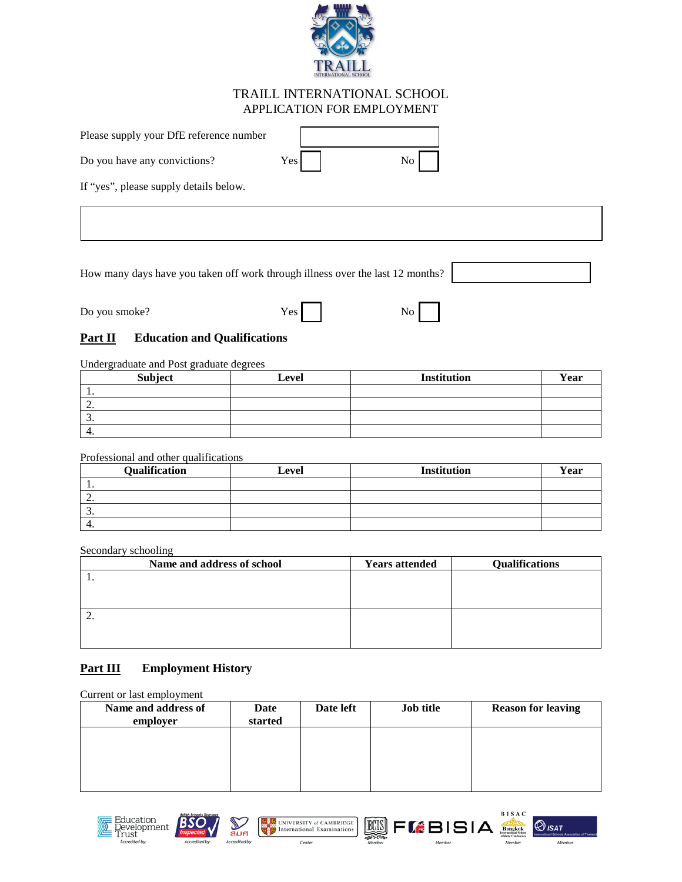# TRAILL INTERNATIONAL SCHOOL
## APPLICATION FOR EMPLOYMENT

Please supply your DfE reference number

Do you have any convictions? Yes ☐ No ☐

If "yes", please supply details below.

How many days have you taken off work through illness over the last 12 months?

Do you smoke? Yes ☐ No ☐

## Part II Education and Qualifications

Undergraduate and Post graduate degrees

| Subject | Level | Institution | Year |
|---|---|---|---|
| 1. | | | |
| 2. | | | |
| 3. | | | |
| 4. | | | |

Professional and other qualifications

| Qualification | Level | Institution | Year |
|---|---|---|---|
| 1. | | | |
| 2. | | | |
| 3. | | | |
| 4. | | | |

Secondary schooling

| Name and address of school | Years attended | Qualifications |
|---|---|---|
| 1. | | |
| 2. | | |

## Part III Employment History

Current or last employment

| Name and address of employer | Date started | Date left | Job title | Reason for leaving |
|---|---|---|---|---|
| | | | | |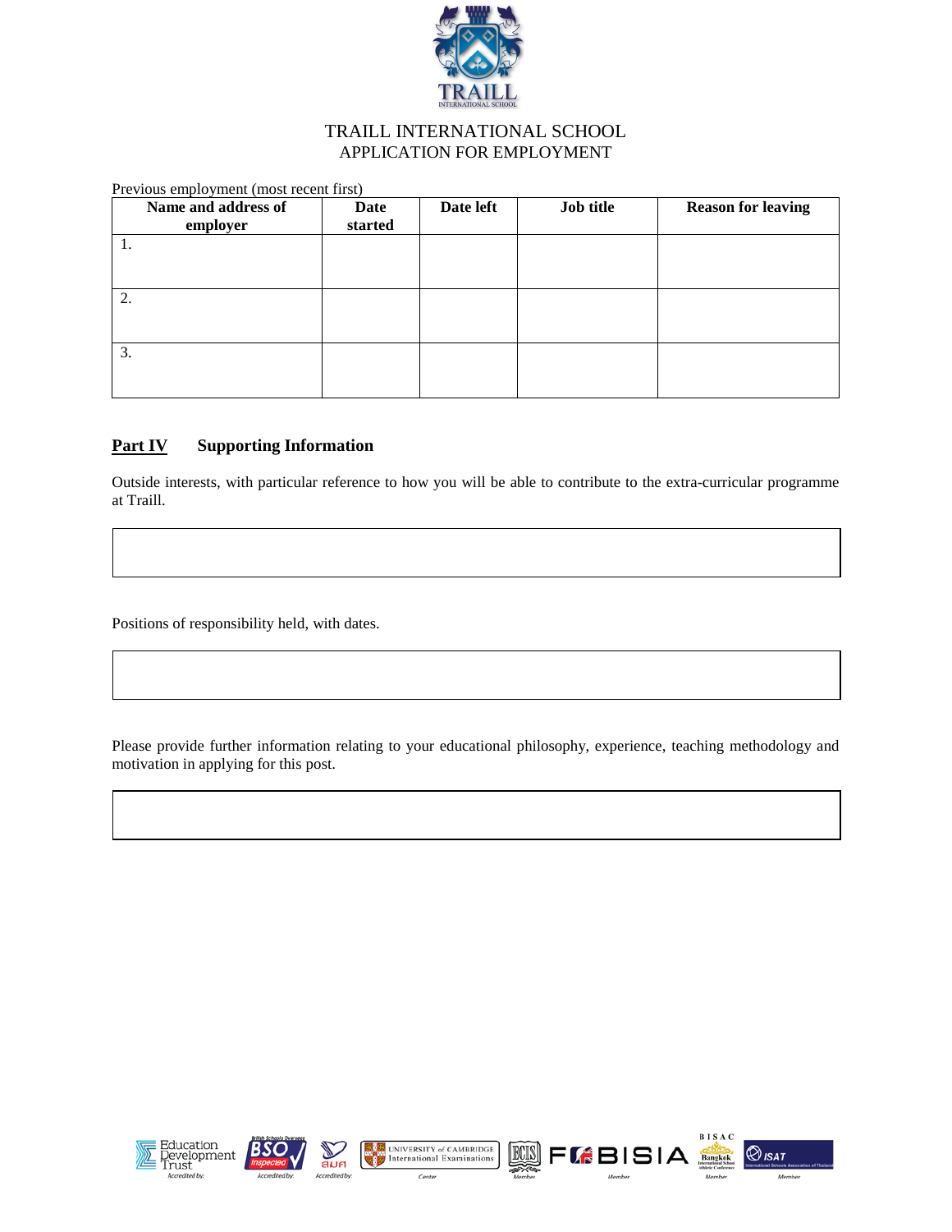TRAILL INTERNATIONAL SCHOOL
APPLICATION FOR EMPLOYMENT

Previous employment (most recent first)

| Name and address of employer | Date started | Date left | Job title | Reason for leaving |
|---|---|---|---|---|
| 1. | | | | |
| 2. | | | | |
| 3. | | | | |

## Part IV Supporting Information

Outside interests, with particular reference to how you will be able to contribute to the extra-curricular programme at Traill.

Positions of responsibility held, with dates.

Please provide further information relating to your educational philosophy, experience, teaching methodology and motivation in applying for this post.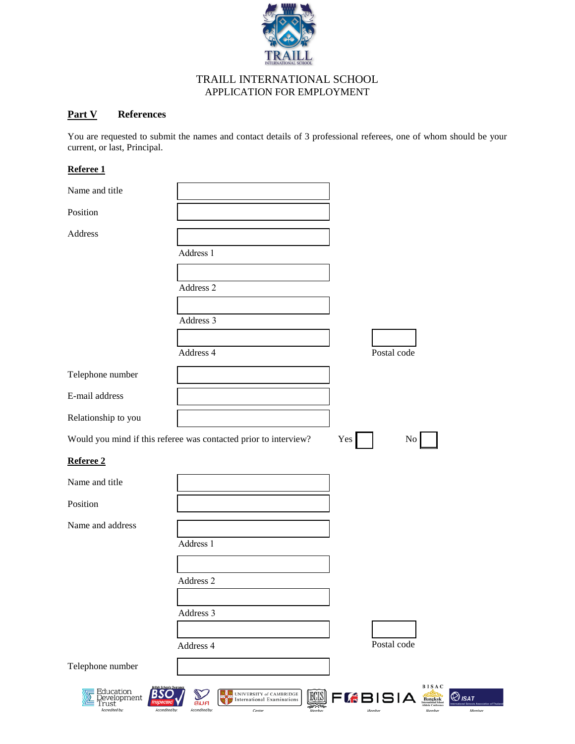TRAILL INTERNATIONAL SCHOOL
APPLICATION FOR EMPLOYMENT

## Part V References

You are requested to submit the names and contact details of 3 professional referees, one of whom should be your current, or last, Principal.

### Referee 1

Name and title

Position

Address

Address 1

Address 2

Address 3

Address 4 Postal code

Telephone number

E-mail address

Relationship to you

Would you mind if this referee was contacted prior to interview? Yes No

### Referee 2

Name and title

Position

Name and address

Address 1

Address 2

Address 3

Address 4 Postal code

Telephone number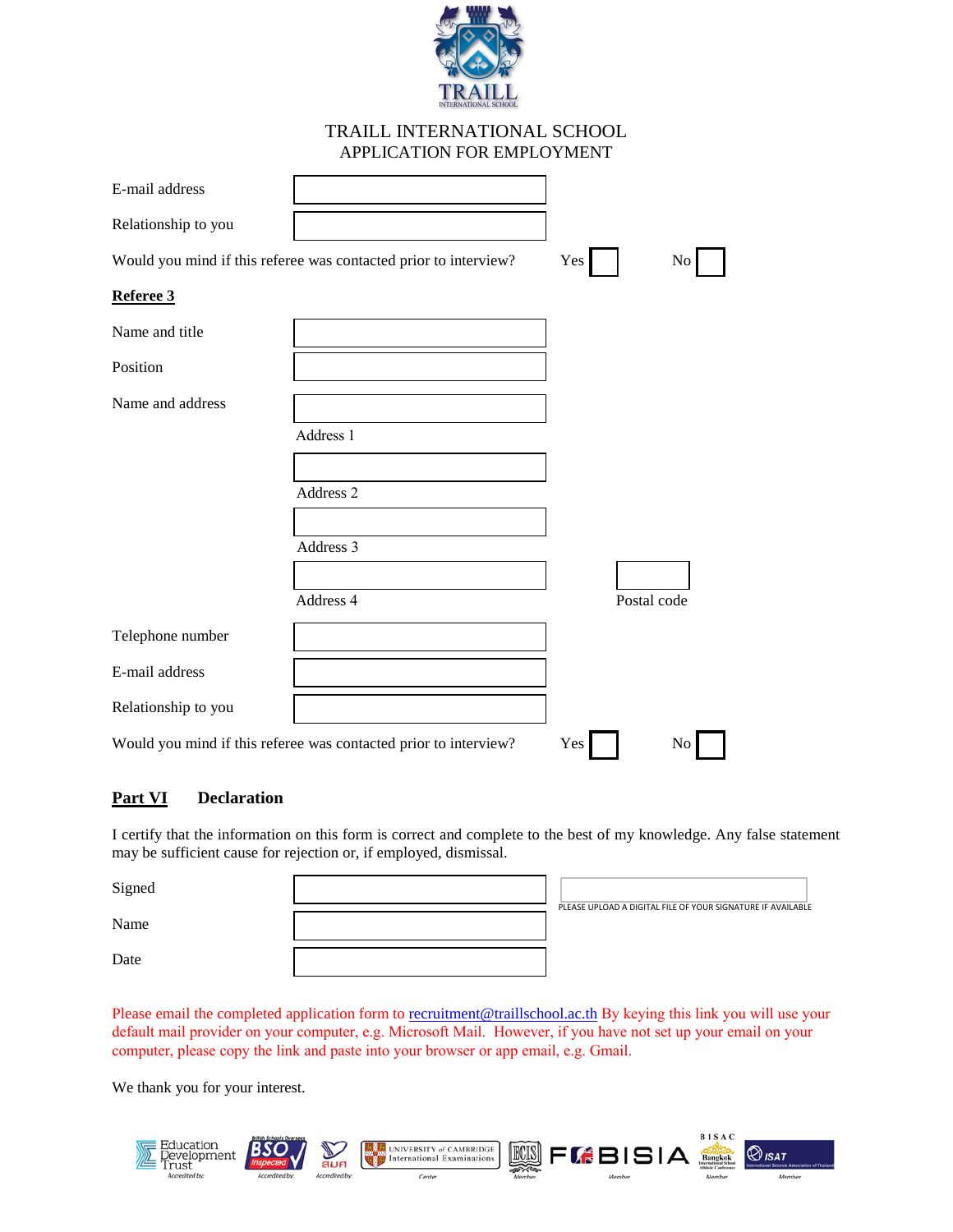TRAILL INTERNATIONAL SCHOOL
APPLICATION FOR EMPLOYMENT

| | |
|---|---|
| E-mail address | |
| Relationship to you | |

Would you mind if this referee was contacted prior to interview? Yes ☐ No ☐

**Referee 3**

| | |
|---|---|
| Name and title | |
| Position | |
| Name and address | |
| | Address 1 |
| | Address 2 |
| | Address 3 |
| | Address 4 |
| Postal code | |
| Telephone number | |
| E-mail address | |
| Relationship to you | |

Would you mind if this referee was contacted prior to interview? Yes ☐ No ☐

## Part VI Declaration

I certify that the information on this form is correct and complete to the best of my knowledge. Any false statement may be sufficient cause for rejection or, if employed, dismissal.

| | |
|---|---|
| Signed | |
| Name | |
| Date | |

PLEASE UPLOAD A DIGITAL FILE OF YOUR SIGNATURE IF AVAILABLE

Please email the completed application form to recruitment@traillschool.ac.th By keying this link you will use your default mail provider on your computer, e.g. Microsoft Mail. However, if you have not set up your email on your computer, please copy the link and paste into your browser or app email, e.g. Gmail.

We thank you for your interest.